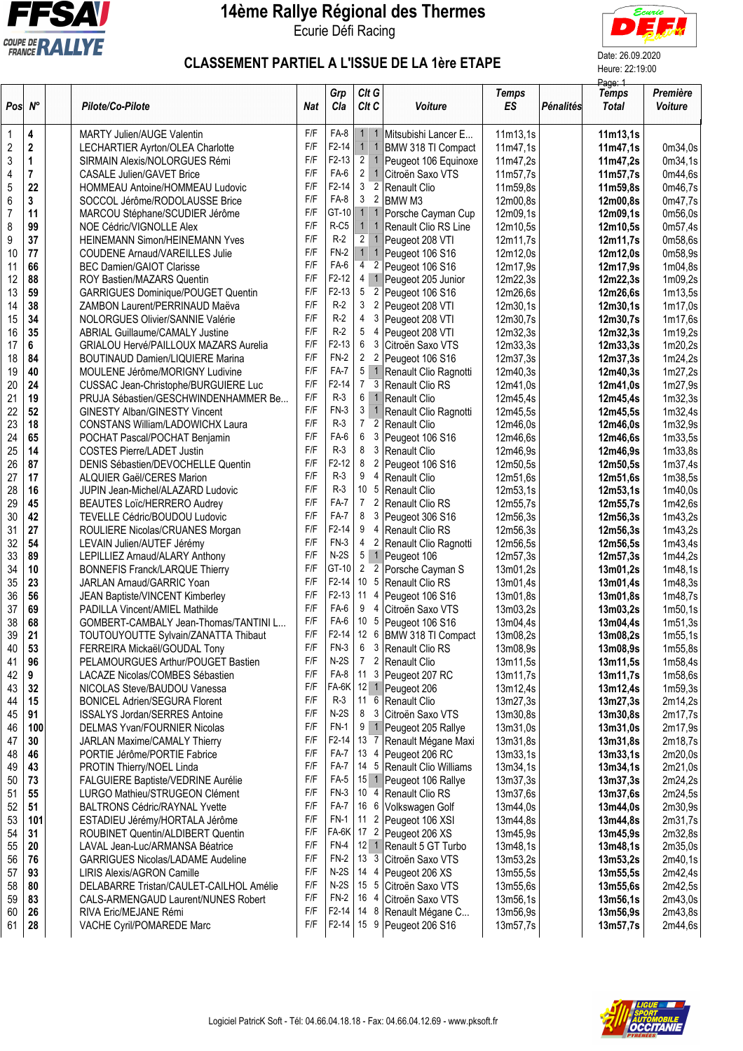# 14ème Rallye Régional des Thermes

Ecurie Défi Racing

## CLASSEMENT PARTIEL A L'ISSUE DE LA 1ère ETAPE

Date: 26.09.2020
Heure: 22:19:00

| Pos | N° | Pilote/Co-Pilote | Nat | Grp Cla | Clt G | Clt C | Voiture | Temps ES | Pénalités | Temps Total | Première Voiture |
|---|---|---|---|---|---|---|---|---|---|---|---|
| 1 | 4 | MARTY Julien/AUGE Valentin | F/F | FA-8 | 1 | 1 | Mitsubishi Lancer E... | 11m13,1s | | **11m13,1s** | |
| 2 | 2 | LECHARTIER Ayrton/OLEA Charlotte | F/F | F2-14 | 1 | 1 | BMW 318 TI Compact | 11m47,1s | | **11m47,1s** | 0m34,0s |
| 3 | 1 | SIRMAIN Alexis/NOLORGUES Rémi | F/F | F2-13 | 2 | 1 | Peugeot 106 Equinoxe | 11m47,2s | | **11m47,2s** | 0m34,1s |
| 4 | 7 | CASALE Julien/GAVET Brice | F/F | FA-6 | 2 | 1 | Citroën Saxo VTS | 11m57,7s | | **11m57,7s** | 0m44,6s |
| 5 | 22 | HOMMEAU Antoine/HOMMEAU Ludovic | F/F | F2-14 | 3 | 2 | Renault Clio | 11m59,8s | | **11m59,8s** | 0m46,7s |
| 6 | 3 | SOCCOL Jérôme/RODOLAUSSE Brice | F/F | FA-8 | 3 | 2 | BMW M3 | 12m00,8s | | **12m00,8s** | 0m47,7s |
| 7 | 11 | MARCOU Stéphane/SCUDIER Jérôme | F/F | GT-10 | 1 | 1 | Porsche Cayman Cup | 12m09,1s | | **12m09,1s** | 0m56,0s |
| 8 | 99 | NOE Cédric/VIGNOLLE Alex | F/F | R-C5 | 1 | 1 | Renault Clio RS Line | 12m10,5s | | **12m10,5s** | 0m57,4s |
| 9 | 37 | HEINEMANN Simon/HEINEMANN Yves | F/F | R-2 | 2 | 1 | Peugeot 208 VTI | 12m11,7s | | **12m11,7s** | 0m58,6s |
| 10 | 77 | COUDENE Arnaud/VAREILLES Julie | F/F | FN-2 | 1 | 1 | Peugeot 106 S16 | 12m12,0s | | **12m12,0s** | 0m58,9s |
| 11 | 66 | BEC Damien/GAIOT Clarisse | F/F | FA-6 | 4 | 2 | Peugeot 106 S16 | 12m17,9s | | **12m17,9s** | 1m04,8s |
| 12 | 88 | ROY Bastien/MAZARS Quentin | F/F | F2-12 | 4 | 1 | Peugeot 205 Junior | 12m22,3s | | **12m22,3s** | 1m09,2s |
| 13 | 59 | GARRIGUES Dominique/POUGET Quentin | F/F | F2-13 | 5 | 2 | Peugeot 106 S16 | 12m26,6s | | **12m26,6s** | 1m13,5s |
| 14 | 38 | ZAMBON Laurent/PERRINAUD Maëva | F/F | R-2 | 3 | 2 | Peugeot 208 VTI | 12m30,1s | | **12m30,1s** | 1m17,0s |
| 15 | 34 | NOLORGUES Olivier/SANNIE Valérie | F/F | R-2 | 4 | 3 | Peugeot 208 VTI | 12m30,7s | | **12m30,7s** | 1m17,6s |
| 16 | 35 | ABRIAL Guillaume/CAMALY Justine | F/F | R-2 | 5 | 4 | Peugeot 208 VTI | 12m32,3s | | **12m32,3s** | 1m19,2s |
| 17 | 6 | GRIALOU Hervé/PAILLOUX MAZARS Aurelia | F/F | F2-13 | 6 | 3 | Citroën Saxo VTS | 12m33,3s | | **12m33,3s** | 1m20,2s |
| 18 | 84 | BOUTINAUD Damien/LIQUIERE Marina | F/F | FN-2 | 2 | 2 | Peugeot 106 S16 | 12m37,3s | | **12m37,3s** | 1m24,2s |
| 19 | 40 | MOULENE Jérôme/MORIGNY Ludivine | F/F | FA-7 | 5 | 1 | Renault Clio Ragnotti | 12m40,3s | | **12m40,3s** | 1m27,2s |
| 20 | 24 | CUSSAC Jean-Christophe/BURGUIERE Luc | F/F | F2-14 | 7 | 3 | Renault Clio RS | 12m41,0s | | **12m41,0s** | 1m27,9s |
| 21 | 19 | PRUJA Sébastien/GESCHWINDENHAMMER Be... | F/F | R-3 | 6 | 1 | Renault Clio | 12m45,4s | | **12m45,4s** | 1m32,3s |
| 22 | 52 | GINESTY Alban/GINESTY Vincent | F/F | FN-3 | 3 | 1 | Renault Clio Ragnotti | 12m45,5s | | **12m45,5s** | 1m32,4s |
| 23 | 18 | CONSTANS William/LADOWICHX Laura | F/F | R-3 | 7 | 2 | Renault Clio | 12m46,0s | | **12m46,0s** | 1m32,9s |
| 24 | 65 | POCHAT Pascal/POCHAT Benjamin | F/F | FA-6 | 6 | 3 | Peugeot 106 S16 | 12m46,6s | | **12m46,6s** | 1m33,5s |
| 25 | 14 | COSTES Pierre/LADET Justin | F/F | R-3 | 8 | 3 | Renault Clio | 12m46,9s | | **12m46,9s** | 1m33,8s |
| 26 | 87 | DENIS Sébastien/DEVOCHELLE Quentin | F/F | F2-12 | 8 | 2 | Peugeot 106 S16 | 12m50,5s | | **12m50,5s** | 1m37,4s |
| 27 | 17 | ALQUIER Gaël/CERES Marion | F/F | R-3 | 9 | 4 | Renault Clio | 12m51,6s | | **12m51,6s** | 1m38,5s |
| 28 | 16 | JUPIN Jean-Michel/ALAZARD Ludovic | F/F | R-3 | 10 | 5 | Renault Clio | 12m53,1s | | **12m53,1s** | 1m40,0s |
| 29 | 45 | BEAUTES Loïc/HERRERO Audrey | F/F | FA-7 | 7 | 2 | Renault Clio RS | 12m55,7s | | **12m55,7s** | 1m42,6s |
| 30 | 42 | TEVELLE Cédric/BOUDOU Ludovic | F/F | FA-7 | 8 | 3 | Peugeot 306 S16 | 12m56,3s | | **12m56,3s** | 1m43,2s |
| 31 | 27 | ROULIERE Nicolas/CRUANES Morgan | F/F | F2-14 | 9 | 4 | Renault Clio RS | 12m56,3s | | **12m56,3s** | 1m43,2s |
| 32 | 54 | LEVAIN Julien/AUTEF Jérémy | F/F | FN-3 | 4 | 2 | Renault Clio Ragnotti | 12m56,5s | | **12m56,5s** | 1m43,4s |
| 33 | 89 | LEPILLIEZ Arnaud/ALARY Anthony | F/F | N-2S | 5 | 1 | Peugeot 106 | 12m57,3s | | **12m57,3s** | 1m44,2s |
| 34 | 10 | BONNEFIS Franck/LARQUE Thierry | F/F | GT-10 | 2 | 2 | Porsche Cayman S | 13m01,2s | | **13m01,2s** | 1m48,1s |
| 35 | 23 | JARLAN Arnaud/GARRIC Yoan | F/F | F2-14 | 10 | 5 | Renault Clio RS | 13m01,4s | | **13m01,4s** | 1m48,3s |
| 36 | 56 | JEAN Baptiste/VINCENT Kimberley | F/F | F2-13 | 11 | 4 | Peugeot 106 S16 | 13m01,8s | | **13m01,8s** | 1m48,7s |
| 37 | 69 | PADILLA Vincent/AMIEL Mathilde | F/F | FA-6 | 9 | 4 | Citroën Saxo VTS | 13m03,2s | | **13m03,2s** | 1m50,1s |
| 38 | 68 | GOMBERT-CAMBALY Jean-Thomas/TANTINI L... | F/F | FA-6 | 10 | 5 | Peugeot 106 S16 | 13m04,4s | | **13m04,4s** | 1m51,3s |
| 39 | 21 | TOUTOUYOUTTE Sylvain/ZANATTA Thibaut | F/F | F2-14 | 12 | 6 | BMW 318 TI Compact | 13m08,2s | | **13m08,2s** | 1m55,1s |
| 40 | 53 | FERREIRA Mickaël/GOUDAL Tony | F/F | FN-3 | 6 | 3 | Renault Clio RS | 13m08,9s | | **13m08,9s** | 1m55,8s |
| 41 | 96 | PELAMOURGUES Arthur/POUGET Bastien | F/F | N-2S | 7 | 2 | Renault Clio | 13m11,5s | | **13m11,5s** | 1m58,4s |
| 42 | 9 | LACAZE Nicolas/COMBES Sébastien | F/F | FA-8 | 11 | 3 | Peugeot 207 RC | 13m11,7s | | **13m11,7s** | 1m58,6s |
| 43 | 32 | NICOLAS Steve/BAUDOU Vanessa | F/F | FA-6K | 12 | 1 | Peugeot 206 | 13m12,4s | | **13m12,4s** | 1m59,3s |
| 44 | 15 | BONICEL Adrien/SEGURA Florent | F/F | R-3 | 11 | 6 | Renault Clio | 13m27,3s | | **13m27,3s** | 2m14,2s |
| 45 | 91 | ISSALYS Jordan/SERRES Antoine | F/F | N-2S | 8 | 3 | Citroën Saxo VTS | 13m30,8s | | **13m30,8s** | 2m17,7s |
| 46 | 100 | DELMAS Yvan/FOURNIER Nicolas | F/F | FN-1 | 9 | 1 | Peugeot 205 Rallye | 13m31,0s | | **13m31,0s** | 2m17,9s |
| 47 | 30 | JARLAN Maxime/CAMALY Thierry | F/F | F2-14 | 13 | 7 | Renault Mégane Maxi | 13m31,8s | | **13m31,8s** | 2m18,7s |
| 48 | 46 | PORTIE Jérôme/PORTIE Fabrice | F/F | FA-7 | 13 | 4 | Peugeot 206 RC | 13m33,1s | | **13m33,1s** | 2m20,0s |
| 49 | 43 | PROTIN Thierry/NOEL Linda | F/F | FA-7 | 14 | 5 | Renault Clio Williams | 13m34,1s | | **13m34,1s** | 2m21,0s |
| 50 | 73 | FALGUIERE Baptiste/VEDRINE Aurélie | F/F | FA-5 | 15 | 1 | Peugeot 106 Rallye | 13m37,3s | | **13m37,3s** | 2m24,2s |
| 51 | 55 | LURGO Mathieu/STRUGEON Clément | F/F | FN-3 | 10 | 4 | Renault Clio RS | 13m37,6s | | **13m37,6s** | 2m24,5s |
| 52 | 51 | BALTRONS Cédric/RAYNAL Yvette | F/F | FA-7 | 16 | 6 | Volkswagen Golf | 13m44,0s | | **13m44,0s** | 2m30,9s |
| 53 | 101 | ESTADIEU Jérémy/HORTALA Jérôme | F/F | FN-1 | 11 | 2 | Peugeot 106 XSI | 13m44,8s | | **13m44,8s** | 2m31,7s |
| 54 | 31 | ROUBINET Quentin/ALDIBERT Quentin | F/F | FA-6K | 17 | 2 | Peugeot 206 XS | 13m45,9s | | **13m45,9s** | 2m32,8s |
| 55 | 20 | LAVAL Jean-Luc/ARMANSA Béatrice | F/F | FN-4 | 12 | 1 | Renault 5 GT Turbo | 13m48,1s | | **13m48,1s** | 2m35,0s |
| 56 | 76 | GARRIGUES Nicolas/LADAME Audeline | F/F | FN-2 | 13 | 3 | Citroën Saxo VTS | 13m53,2s | | **13m53,2s** | 2m40,1s |
| 57 | 93 | LIRIS Alexis/AGRON Camille | F/F | N-2S | 14 | 4 | Peugeot 206 XS | 13m55,5s | | **13m55,5s** | 2m42,4s |
| 58 | 80 | DELABARRE Tristan/CAULET-CAILHOL Amélie | F/F | N-2S | 15 | 5 | Citroën Saxo VTS | 13m55,6s | | **13m55,6s** | 2m42,5s |
| 59 | 83 | CALS-ARMENGAUD Laurent/NUNES Robert | F/F | FN-2 | 16 | 4 | Citroën Saxo VTS | 13m56,1s | | **13m56,1s** | 2m43,0s |
| 60 | 26 | RIVA Eric/MEJANE Rémi | F/F | F2-14 | 14 | 8 | Renault Mégane C... | 13m56,9s | | **13m56,9s** | 2m43,8s |
| 61 | 28 | VACHE Cyril/POMAREDE Marc | F/F | F2-14 | 15 | 9 | Peugeot 206 S16 | 13m57,7s | | **13m57,7s** | 2m44,6s |

Logiciel PatricK Soft - Tél: 04.66.04.18.18 - Fax: 04.66.04.12.69 - www.pksoft.fr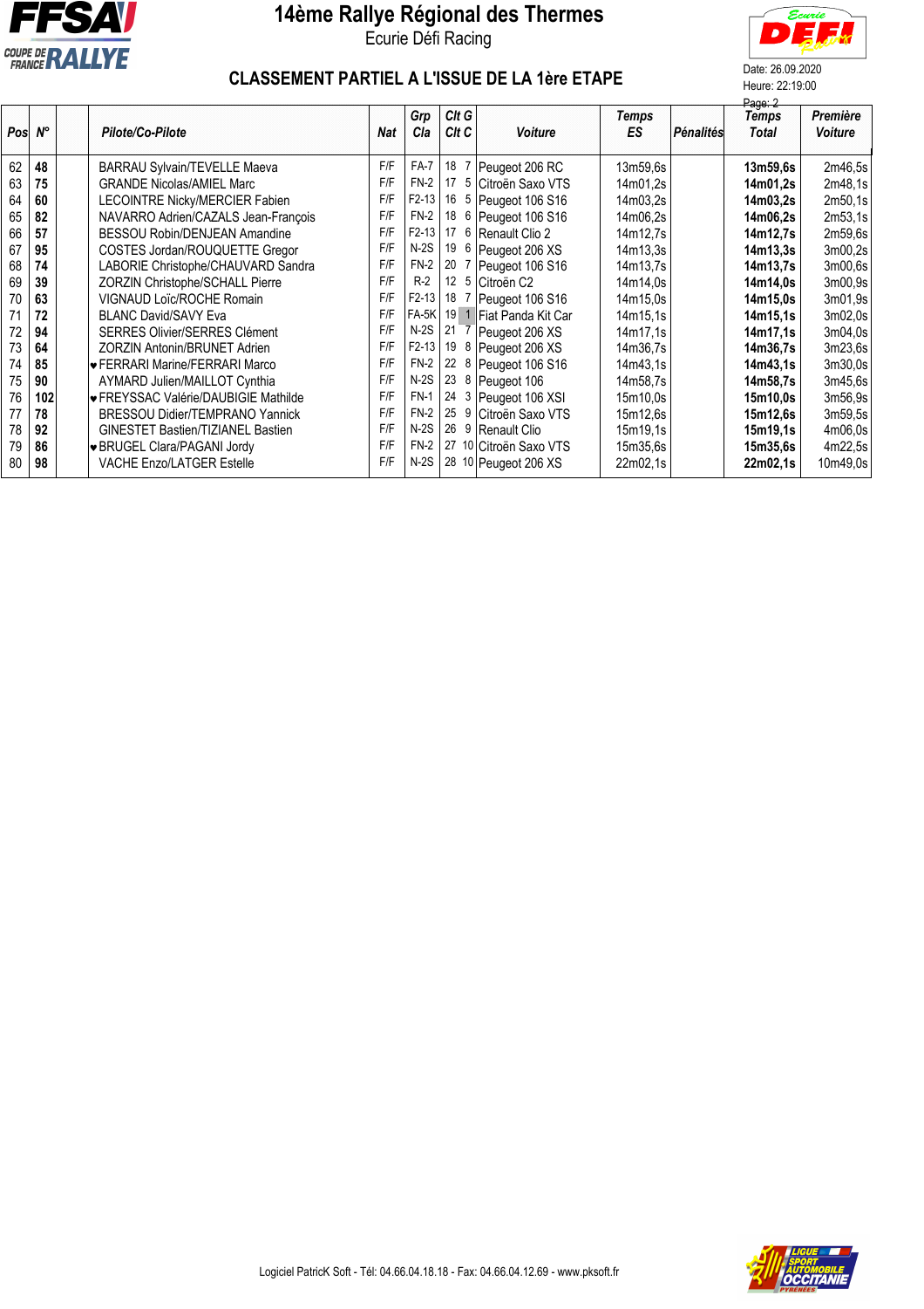# 14ème Rallye Régional des Thermes

Ecurie Défi Racing

## CLASSEMENT PARTIEL A L'ISSUE DE LA 1ère ETAPE

Date: 26.09.2020
Heure: 22:19:00

| Pos | N° | | Pilote/Co-Pilote | Nat | Grp Cla | Clt G | Clt C | Voiture | Temps ES | Pénalités | Temps Total | Première Voiture |
|---|---|---|---|---|---|---|---|---|---|---|---|---|
| 62 | **48** | | BARRAU Sylvain/TEVELLE Maeva | F/F | FA-7 | 18 | 7 | Peugeot 206 RC | 13m59,6s | | **13m59,6s** | 2m46,5s |
| 63 | **75** | | GRANDE Nicolas/AMIEL Marc | F/F | FN-2 | 17 | 5 | Citroën Saxo VTS | 14m01,2s | | **14m01,2s** | 2m48,1s |
| 64 | **60** | | LECOINTRE Nicky/MERCIER Fabien | F/F | F2-13 | 16 | 5 | Peugeot 106 S16 | 14m03,2s | | **14m03,2s** | 2m50,1s |
| 65 | **82** | | NAVARRO Adrien/CAZALS Jean-François | F/F | FN-2 | 18 | 6 | Peugeot 106 S16 | 14m06,2s | | **14m06,2s** | 2m53,1s |
| 66 | **57** | | BESSOU Robin/DENJEAN Amandine | F/F | F2-13 | 17 | 6 | Renault Clio 2 | 14m12,7s | | **14m12,7s** | 2m59,6s |
| 67 | **95** | | COSTES Jordan/ROUQUETTE Gregor | F/F | N-2S | 19 | 6 | Peugeot 206 XS | 14m13,3s | | **14m13,3s** | 3m00,2s |
| 68 | **74** | | LABORIE Christophe/CHAUVARD Sandra | F/F | FN-2 | 20 | 7 | Peugeot 106 S16 | 14m13,7s | | **14m13,7s** | 3m00,6s |
| 69 | **39** | | ZORZIN Christophe/SCHALL Pierre | F/F | R-2 | 12 | 5 | Citroën C2 | 14m14,0s | | **14m14,0s** | 3m00,9s |
| 70 | **63** | | VIGNAUD Loïc/ROCHE Romain | F/F | F2-13 | 18 | 7 | Peugeot 106 S16 | 14m15,0s | | **14m15,0s** | 3m01,9s |
| 71 | **72** | | BLANC David/SAVY Eva | F/F | FA-5K | 19 | 1 | Fiat Panda Kit Car | 14m15,1s | | **14m15,1s** | 3m02,0s |
| 72 | **94** | | SERRES Olivier/SERRES Clément | F/F | N-2S | 21 | 7 | Peugeot 206 XS | 14m17,1s | | **14m17,1s** | 3m04,0s |
| 73 | **64** | | ZORZIN Antonin/BRUNET Adrien | F/F | F2-13 | 19 | 8 | Peugeot 206 XS | 14m36,7s | | **14m36,7s** | 3m23,6s |
| 74 | **85** | | ♥FERRARI Marine/FERRARI Marco | F/F | FN-2 | 22 | 8 | Peugeot 106 S16 | 14m43,1s | | **14m43,1s** | 3m30,0s |
| 75 | **90** | | AYMARD Julien/MAILLOT Cynthia | F/F | N-2S | 23 | 8 | Peugeot 106 | 14m58,7s | | **14m58,7s** | 3m45,6s |
| 76 | **102** | | ♥FREYSSAC Valérie/DAUBIGIE Mathilde | F/F | FN-1 | 24 | 3 | Peugeot 106 XSI | 15m10,0s | | **15m10,0s** | 3m56,9s |
| 77 | **78** | | BRESSOU Didier/TEMPRANO Yannick | F/F | FN-2 | 25 | 9 | Citroën Saxo VTS | 15m12,6s | | **15m12,6s** | 3m59,5s |
| 78 | **92** | | GINESTET Bastien/TIZIANEL Bastien | F/F | N-2S | 26 | 9 | Renault Clio | 15m19,1s | | **15m19,1s** | 4m06,0s |
| 79 | **86** | | ♥BRUGEL Clara/PAGANI Jordy | F/F | FN-2 | 27 | 10 | Citroën Saxo VTS | 15m35,6s | | **15m35,6s** | 4m22,5s |
| 80 | **98** | | VACHE Enzo/LATGER Estelle | F/F | N-2S | 28 | 10 | Peugeot 206 XS | 22m02,1s | | **22m02,1s** | 10m49,0s |

Logiciel PatricK Soft - Tél: 04.66.04.18.18 - Fax: 04.66.04.12.69 - www.pksoft.fr